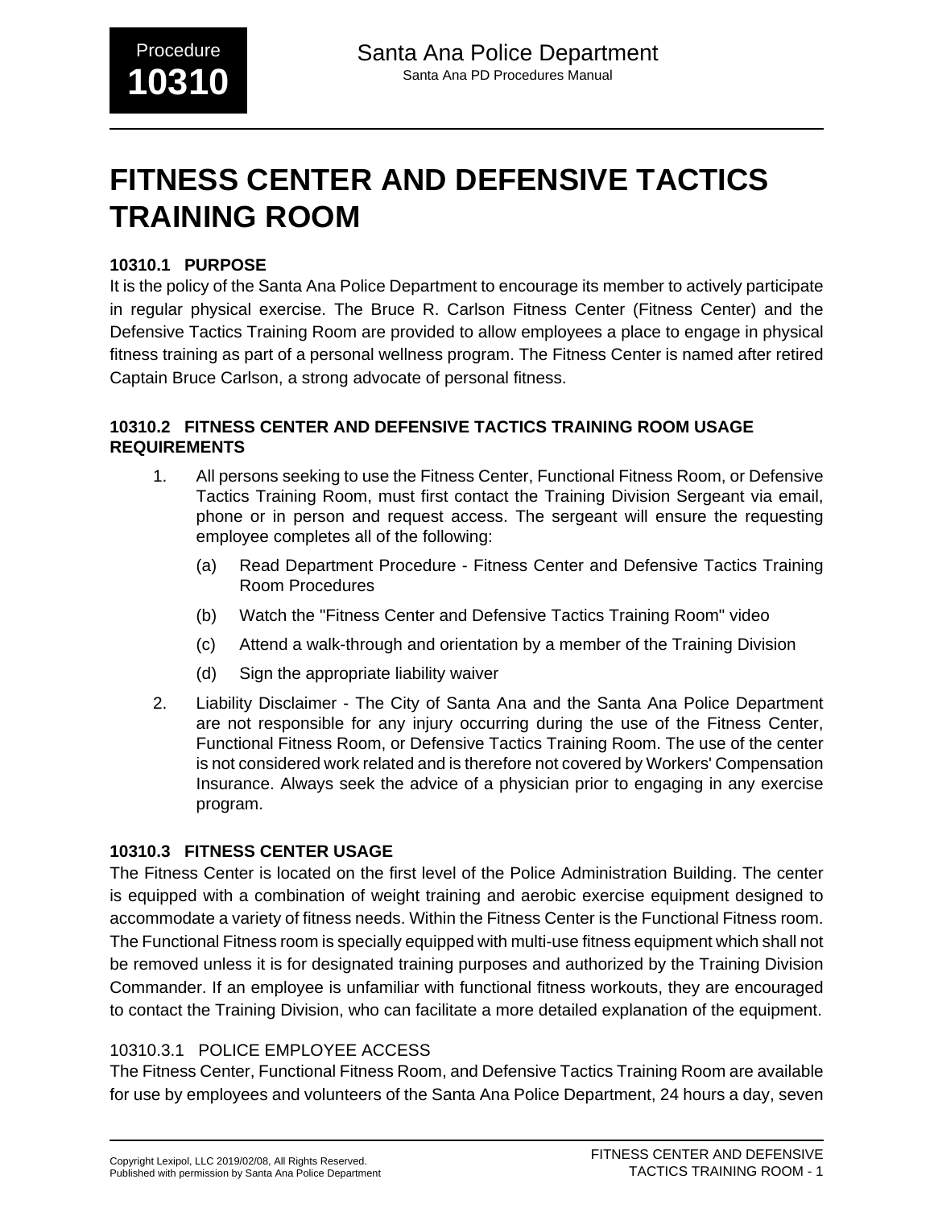# FITNESS CENTER AND DEFENSIVE TACTICS TRAINING ROOM

## 10310.1 PURPOSE

It is the policy of the Santa Ana Police Department to encourage its member to actively participate in regular physical exercise. The Bruce R. Carlson Fitness Center (Fitness Center) and the Defensive Tactics Training Room are provided to allow employees a place to engage in physical fitness training as part of a personal wellness program. The Fitness Center is named after retired Captain Bruce Carlson, a strong advocate of personal fitness.

## 10310.2 FITNESS CENTER AND DEFENSIVE TACTICS TRAINING ROOM USAGE REQUIREMENTS

1. All persons seeking to use the Fitness Center, Functional Fitness Room, or Defensive Tactics Training Room, must first contact the Training Division Sergeant via email, phone or in person and request access. The sergeant will ensure the requesting employee completes all of the following:
    (a) Read Department Procedure - Fitness Center and Defensive Tactics Training Room Procedures
    (b) Watch the "Fitness Center and Defensive Tactics Training Room" video
    (c) Attend a walk-through and orientation by a member of the Training Division
    (d) Sign the appropriate liability waiver
2. Liability Disclaimer - The City of Santa Ana and the Santa Ana Police Department are not responsible for any injury occurring during the use of the Fitness Center, Functional Fitness Room, or Defensive Tactics Training Room. The use of the center is not considered work related and is therefore not covered by Workers' Compensation Insurance. Always seek the advice of a physician prior to engaging in any exercise program.

## 10310.3 FITNESS CENTER USAGE

The Fitness Center is located on the first level of the Police Administration Building. The center is equipped with a combination of weight training and aerobic exercise equipment designed to accommodate a variety of fitness needs. Within the Fitness Center is the Functional Fitness room. The Functional Fitness room is specially equipped with multi-use fitness equipment which shall not be removed unless it is for designated training purposes and authorized by the Training Division Commander. If an employee is unfamiliar with functional fitness workouts, they are encouraged to contact the Training Division, who can facilitate a more detailed explanation of the equipment.

### 10310.3.1 POLICE EMPLOYEE ACCESS

The Fitness Center, Functional Fitness Room, and Defensive Tactics Training Room are available for use by employees and volunteers of the Santa Ana Police Department, 24 hours a day, seven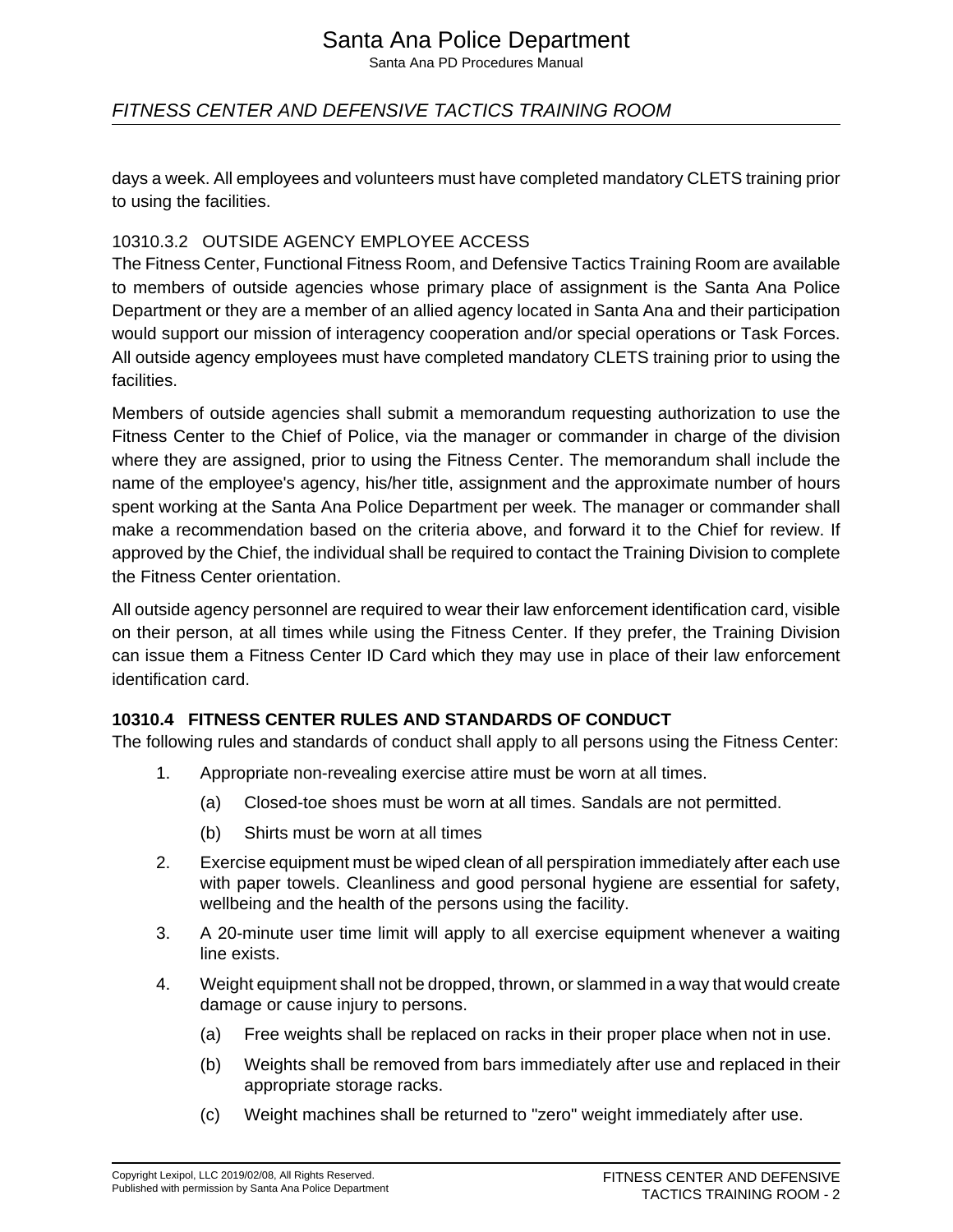days a week. All employees and volunteers must have completed mandatory CLETS training prior to using the facilities.

#### 10310.3.2 OUTSIDE AGENCY EMPLOYEE ACCESS

The Fitness Center, Functional Fitness Room, and Defensive Tactics Training Room are available to members of outside agencies whose primary place of assignment is the Santa Ana Police Department or they are a member of an allied agency located in Santa Ana and their participation would support our mission of interagency cooperation and/or special operations or Task Forces. All outside agency employees must have completed mandatory CLETS training prior to using the facilities.

Members of outside agencies shall submit a memorandum requesting authorization to use the Fitness Center to the Chief of Police, via the manager or commander in charge of the division where they are assigned, prior to using the Fitness Center. The memorandum shall include the name of the employee's agency, his/her title, assignment and the approximate number of hours spent working at the Santa Ana Police Department per week. The manager or commander shall make a recommendation based on the criteria above, and forward it to the Chief for review. If approved by the Chief, the individual shall be required to contact the Training Division to complete the Fitness Center orientation.

All outside agency personnel are required to wear their law enforcement identification card, visible on their person, at all times while using the Fitness Center. If they prefer, the Training Division can issue them a Fitness Center ID Card which they may use in place of their law enforcement identification card.

### 10310.4 FITNESS CENTER RULES AND STANDARDS OF CONDUCT

The following rules and standards of conduct shall apply to all persons using the Fitness Center:

1. Appropriate non-revealing exercise attire must be worn at all times.
   (a) Closed-toe shoes must be worn at all times. Sandals are not permitted.
   (b) Shirts must be worn at all times
2. Exercise equipment must be wiped clean of all perspiration immediately after each use with paper towels. Cleanliness and good personal hygiene are essential for safety, wellbeing and the health of the persons using the facility.
3. A 20-minute user time limit will apply to all exercise equipment whenever a waiting line exists.
4. Weight equipment shall not be dropped, thrown, or slammed in a way that would create damage or cause injury to persons.
   (a) Free weights shall be replaced on racks in their proper place when not in use.
   (b) Weights shall be removed from bars immediately after use and replaced in their appropriate storage racks.
   (c) Weight machines shall be returned to "zero" weight immediately after use.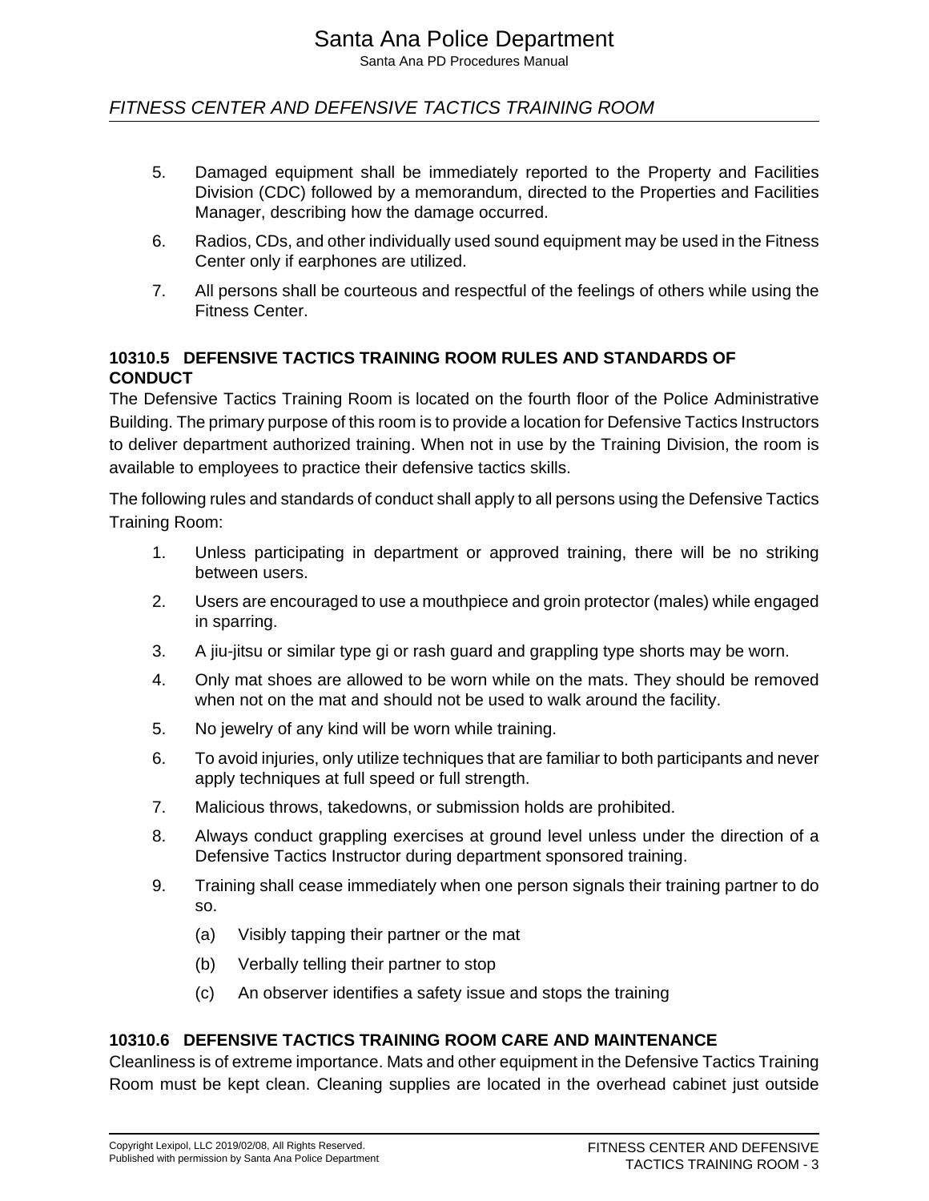5. Damaged equipment shall be immediately reported to the Property and Facilities Division (CDC) followed by a memorandum, directed to the Properties and Facilities Manager, describing how the damage occurred.
6. Radios, CDs, and other individually used sound equipment may be used in the Fitness Center only if earphones are utilized.
7. All persons shall be courteous and respectful of the feelings of others while using the Fitness Center.

### 10310.5 DEFENSIVE TACTICS TRAINING ROOM RULES AND STANDARDS OF CONDUCT

The Defensive Tactics Training Room is located on the fourth floor of the Police Administrative Building. The primary purpose of this room is to provide a location for Defensive Tactics Instructors to deliver department authorized training. When not in use by the Training Division, the room is available to employees to practice their defensive tactics skills.

The following rules and standards of conduct shall apply to all persons using the Defensive Tactics Training Room:

1. Unless participating in department or approved training, there will be no striking between users.
2. Users are encouraged to use a mouthpiece and groin protector (males) while engaged in sparring.
3. A jiu-jitsu or similar type gi or rash guard and grappling type shorts may be worn.
4. Only mat shoes are allowed to be worn while on the mats. They should be removed when not on the mat and should not be used to walk around the facility.
5. No jewelry of any kind will be worn while training.
6. To avoid injuries, only utilize techniques that are familiar to both participants and never apply techniques at full speed or full strength.
7. Malicious throws, takedowns, or submission holds are prohibited.
8. Always conduct grappling exercises at ground level unless under the direction of a Defensive Tactics Instructor during department sponsored training.
9. Training shall cease immediately when one person signals their training partner to do so.
   (a) Visibly tapping their partner or the mat
   (b) Verbally telling their partner to stop
   (c) An observer identifies a safety issue and stops the training

### 10310.6 DEFENSIVE TACTICS TRAINING ROOM CARE AND MAINTENANCE

Cleanliness is of extreme importance. Mats and other equipment in the Defensive Tactics Training Room must be kept clean. Cleaning supplies are located in the overhead cabinet just outside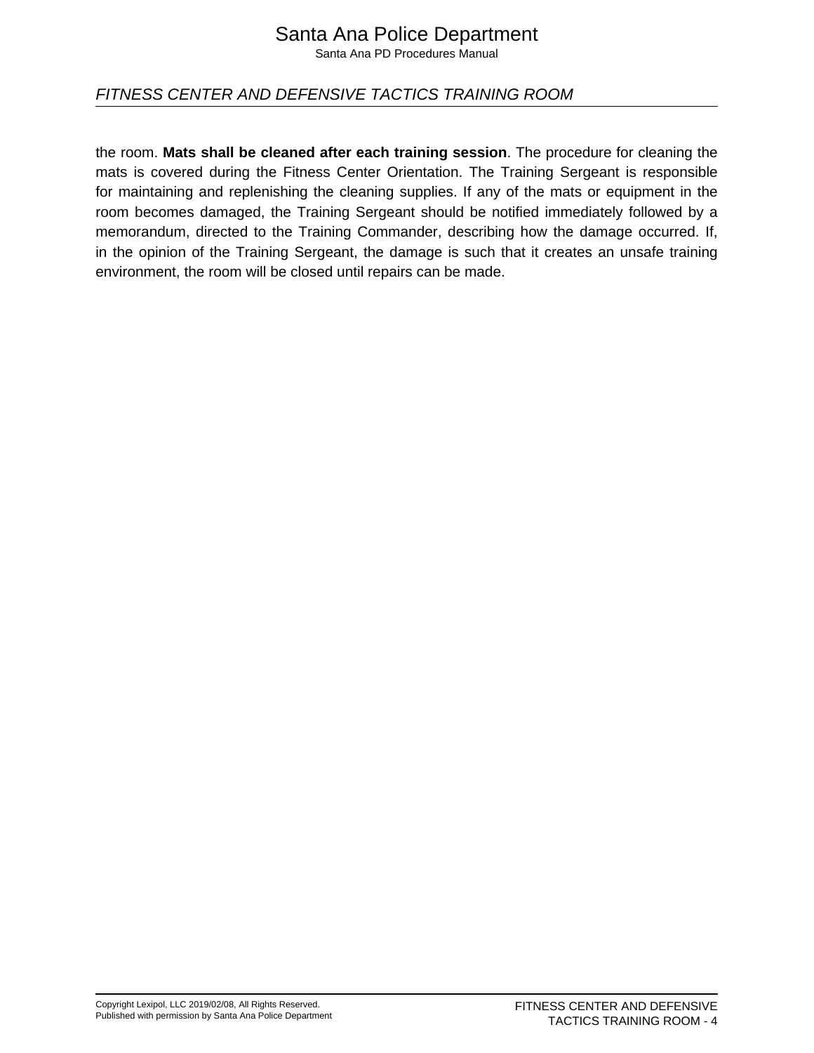the room. **Mats shall be cleaned after each training session**. The procedure for cleaning the mats is covered during the Fitness Center Orientation. The Training Sergeant is responsible for maintaining and replenishing the cleaning supplies. If any of the mats or equipment in the room becomes damaged, the Training Sergeant should be notified immediately followed by a memorandum, directed to the Training Commander, describing how the damage occurred. If, in the opinion of the Training Sergeant, the damage is such that it creates an unsafe training environment, the room will be closed until repairs can be made.